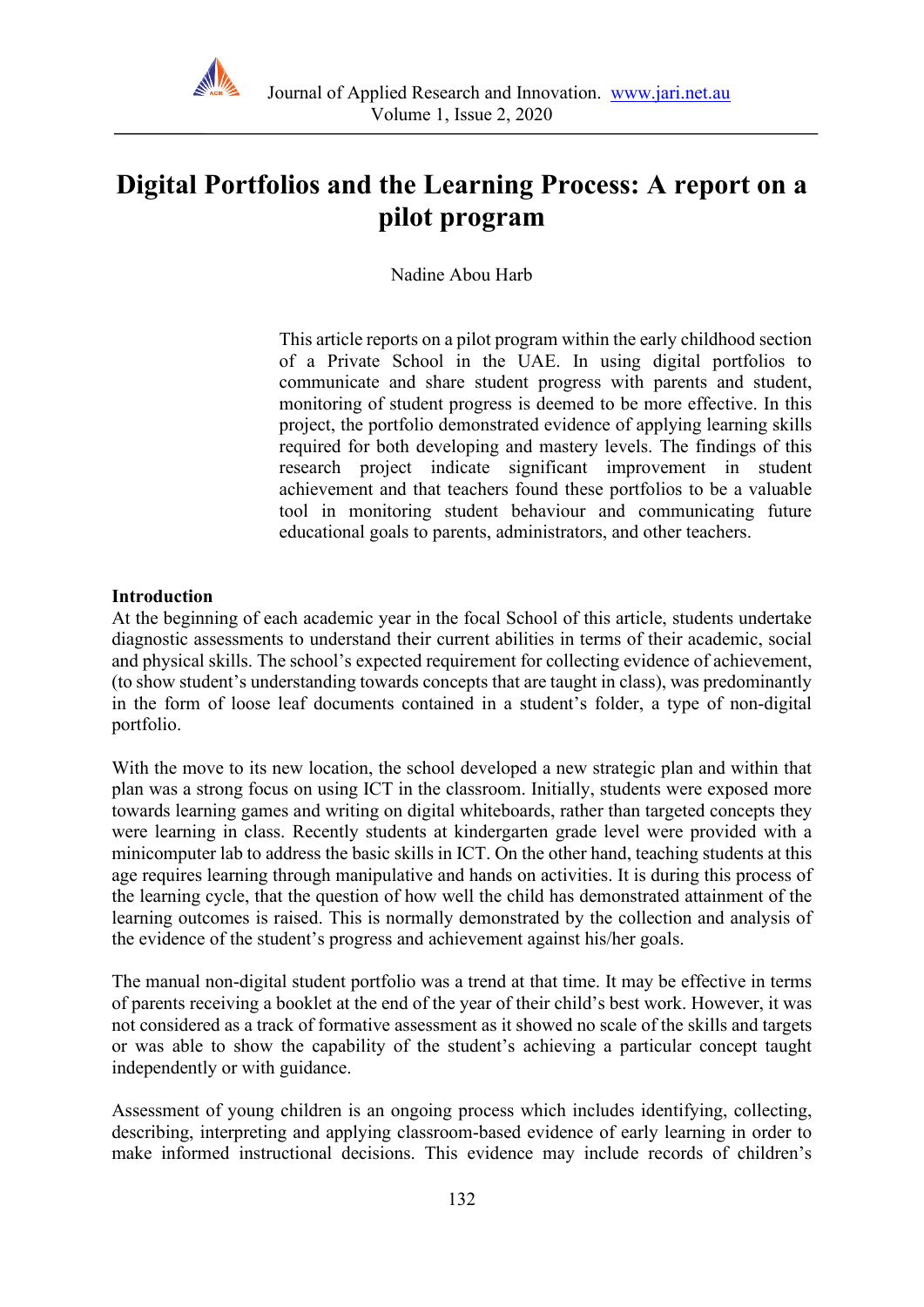# Digital Portfolios and the Learning Process: A report on a pilot program

Nadine Abou Harb

This article reports on a pilot program within the early childhood section of a Private School in the UAE. In using digital portfolios to communicate and share student progress with parents and student, monitoring of student progress is deemed to be more effective. In this project, the portfolio demonstrated evidence of applying learning skills required for both developing and mastery levels. The findings of this research project indicate significant improvement in student achievement and that teachers found these portfolios to be a valuable tool in monitoring student behaviour and communicating future educational goals to parents, administrators, and other teachers.

**Introduction**

At the beginning of each academic year in the focal School of this article, students undertake diagnostic assessments to understand their current abilities in terms of their academic, social and physical skills. The school's expected requirement for collecting evidence of achievement, (to show student's understanding towards concepts that are taught in class), was predominantly in the form of loose leaf documents contained in a student's folder, a type of non-digital portfolio.

With the move to its new location, the school developed a new strategic plan and within that plan was a strong focus on using ICT in the classroom. Initially, students were exposed more towards learning games and writing on digital whiteboards, rather than targeted concepts they were learning in class. Recently students at kindergarten grade level were provided with a minicomputer lab to address the basic skills in ICT. On the other hand, teaching students at this age requires learning through manipulative and hands on activities. It is during this process of the learning cycle, that the question of how well the child has demonstrated attainment of the learning outcomes is raised. This is normally demonstrated by the collection and analysis of the evidence of the student's progress and achievement against his/her goals.

The manual non-digital student portfolio was a trend at that time. It may be effective in terms of parents receiving a booklet at the end of the year of their child's best work. However, it was not considered as a track of formative assessment as it showed no scale of the skills and targets or was able to show the capability of the student's achieving a particular concept taught independently or with guidance.

Assessment of young children is an ongoing process which includes identifying, collecting, describing, interpreting and applying classroom-based evidence of early learning in order to make informed instructional decisions. This evidence may include records of children's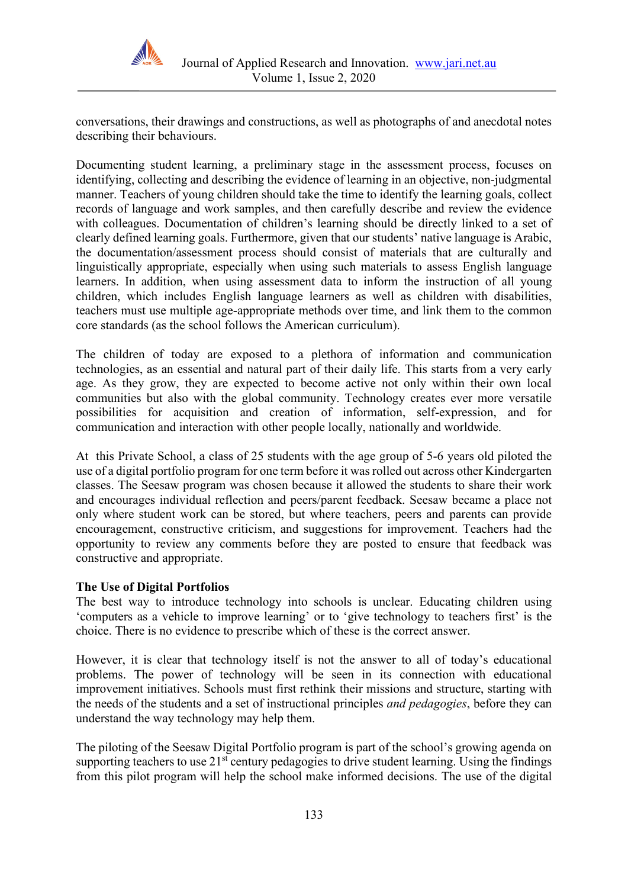conversations, their drawings and constructions, as well as photographs of and anecdotal notes describing their behaviours.

Documenting student learning, a preliminary stage in the assessment process, focuses on identifying, collecting and describing the evidence of learning in an objective, non-judgmental manner. Teachers of young children should take the time to identify the learning goals, collect records of language and work samples, and then carefully describe and review the evidence with colleagues. Documentation of children's learning should be directly linked to a set of clearly defined learning goals. Furthermore, given that our students' native language is Arabic, the documentation/assessment process should consist of materials that are culturally and linguistically appropriate, especially when using such materials to assess English language learners. In addition, when using assessment data to inform the instruction of all young children, which includes English language learners as well as children with disabilities, teachers must use multiple age-appropriate methods over time, and link them to the common core standards (as the school follows the American curriculum).

The children of today are exposed to a plethora of information and communication technologies, as an essential and natural part of their daily life. This starts from a very early age. As they grow, they are expected to become active not only within their own local communities but also with the global community. Technology creates ever more versatile possibilities for acquisition and creation of information, self-expression, and for communication and interaction with other people locally, nationally and worldwide.

At this Private School, a class of 25 students with the age group of 5-6 years old piloted the use of a digital portfolio program for one term before it was rolled out across other Kindergarten classes. The Seesaw program was chosen because it allowed the students to share their work and encourages individual reflection and peers/parent feedback. Seesaw became a place not only where student work can be stored, but where teachers, peers and parents can provide encouragement, constructive criticism, and suggestions for improvement. Teachers had the opportunity to review any comments before they are posted to ensure that feedback was constructive and appropriate.

**The Use of Digital Portfolios**

The best way to introduce technology into schools is unclear. Educating children using 'computers as a vehicle to improve learning' or to 'give technology to teachers first' is the choice. There is no evidence to prescribe which of these is the correct answer.

However, it is clear that technology itself is not the answer to all of today's educational problems. The power of technology will be seen in its connection with educational improvement initiatives. Schools must first rethink their missions and structure, starting with the needs of the students and a set of instructional principles *and pedagogies*, before they can understand the way technology may help them.

The piloting of the Seesaw Digital Portfolio program is part of the school's growing agenda on supporting teachers to use 21st century pedagogies to drive student learning. Using the findings from this pilot program will help the school make informed decisions. The use of the digital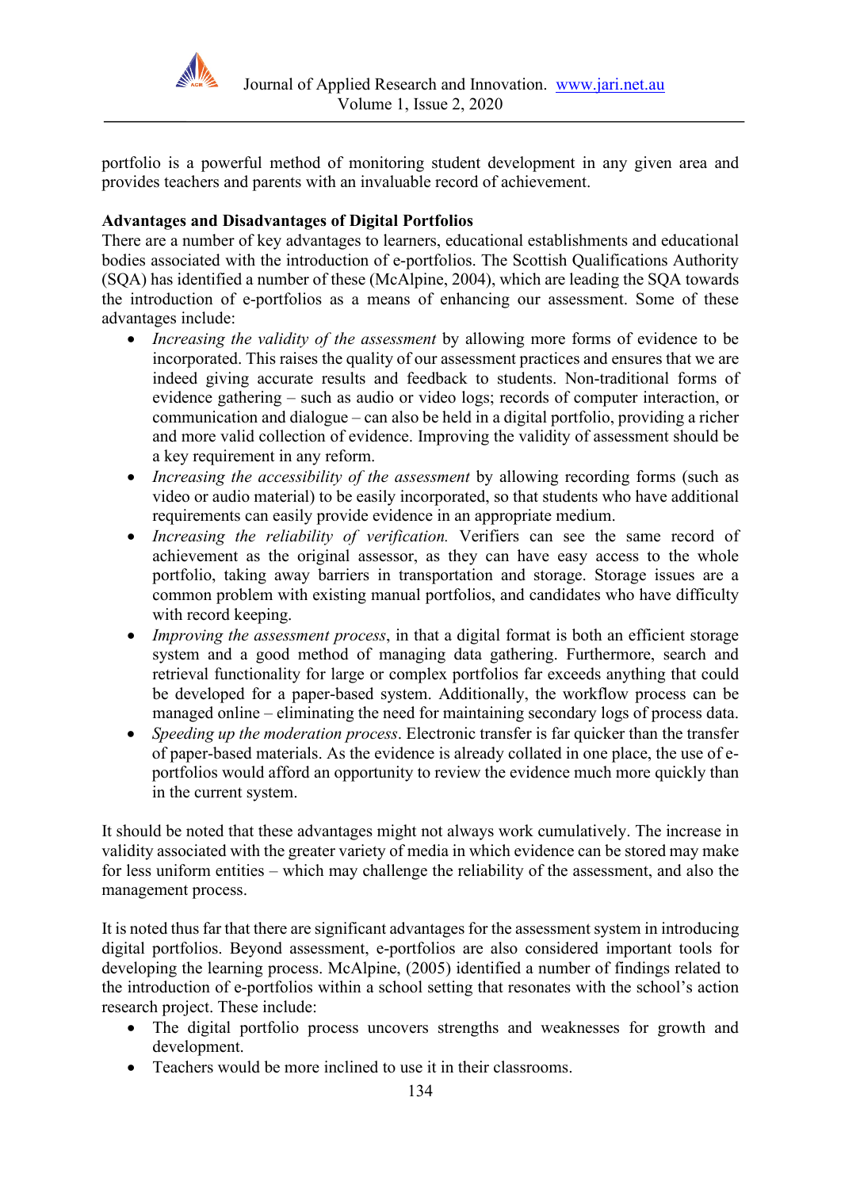portfolio is a powerful method of monitoring student development in any given area and provides teachers and parents with an invaluable record of achievement.

**Advantages and Disadvantages of Digital Portfolios**

There are a number of key advantages to learners, educational establishments and educational bodies associated with the introduction of e-portfolios. The Scottish Qualifications Authority (SQA) has identified a number of these (McAlpine, 2004), which are leading the SQA towards the introduction of e-portfolios as a means of enhancing our assessment. Some of these advantages include:

- *Increasing the validity of the assessment* by allowing more forms of evidence to be incorporated. This raises the quality of our assessment practices and ensures that we are indeed giving accurate results and feedback to students. Non-traditional forms of evidence gathering – such as audio or video logs; records of computer interaction, or communication and dialogue – can also be held in a digital portfolio, providing a richer and more valid collection of evidence. Improving the validity of assessment should be a key requirement in any reform.
- *Increasing the accessibility of the assessment* by allowing recording forms (such as video or audio material) to be easily incorporated, so that students who have additional requirements can easily provide evidence in an appropriate medium.
- *Increasing the reliability of verification.* Verifiers can see the same record of achievement as the original assessor, as they can have easy access to the whole portfolio, taking away barriers in transportation and storage. Storage issues are a common problem with existing manual portfolios, and candidates who have difficulty with record keeping.
- *Improving the assessment process*, in that a digital format is both an efficient storage system and a good method of managing data gathering. Furthermore, search and retrieval functionality for large or complex portfolios far exceeds anything that could be developed for a paper-based system. Additionally, the workflow process can be managed online – eliminating the need for maintaining secondary logs of process data.
- *Speeding up the moderation process*. Electronic transfer is far quicker than the transfer of paper-based materials. As the evidence is already collated in one place, the use of e-portfolios would afford an opportunity to review the evidence much more quickly than in the current system.

It should be noted that these advantages might not always work cumulatively. The increase in validity associated with the greater variety of media in which evidence can be stored may make for less uniform entities – which may challenge the reliability of the assessment, and also the management process.

It is noted thus far that there are significant advantages for the assessment system in introducing digital portfolios. Beyond assessment, e-portfolios are also considered important tools for developing the learning process. McAlpine, (2005) identified a number of findings related to the introduction of e-portfolios within a school setting that resonates with the school's action research project. These include:

- The digital portfolio process uncovers strengths and weaknesses for growth and development.
- Teachers would be more inclined to use it in their classrooms.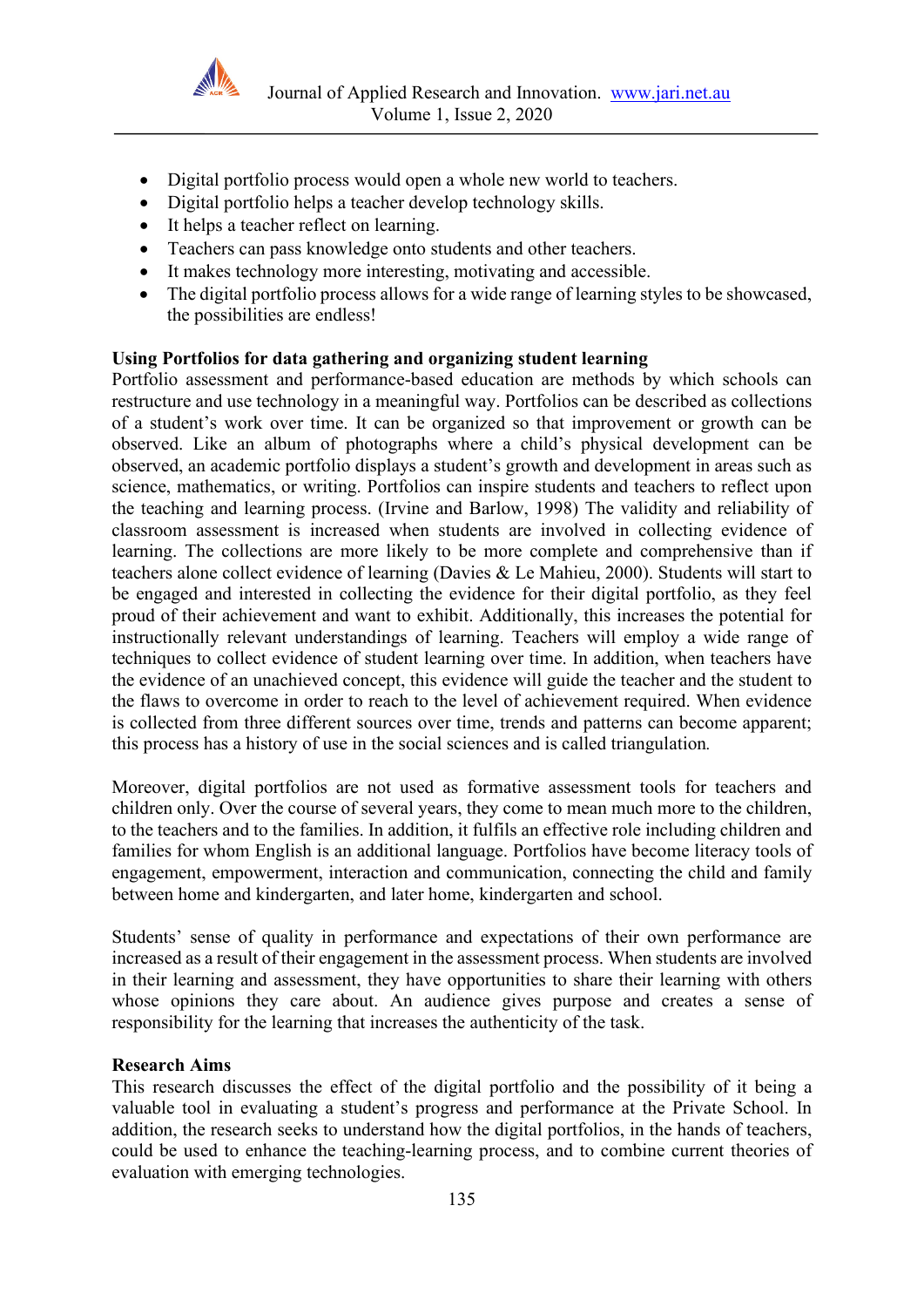- Digital portfolio process would open a whole new world to teachers.
- Digital portfolio helps a teacher develop technology skills.
- It helps a teacher reflect on learning.
- Teachers can pass knowledge onto students and other teachers.
- It makes technology more interesting, motivating and accessible.
- The digital portfolio process allows for a wide range of learning styles to be showcased, the possibilities are endless!

**Using Portfolios for data gathering and organizing student learning**

Portfolio assessment and performance-based education are methods by which schools can restructure and use technology in a meaningful way. Portfolios can be described as collections of a student's work over time. It can be organized so that improvement or growth can be observed. Like an album of photographs where a child's physical development can be observed, an academic portfolio displays a student's growth and development in areas such as science, mathematics, or writing. Portfolios can inspire students and teachers to reflect upon the teaching and learning process. (Irvine and Barlow, 1998) The validity and reliability of classroom assessment is increased when students are involved in collecting evidence of learning. The collections are more likely to be more complete and comprehensive than if teachers alone collect evidence of learning (Davies & Le Mahieu, 2000). Students will start to be engaged and interested in collecting the evidence for their digital portfolio, as they feel proud of their achievement and want to exhibit. Additionally, this increases the potential for instructionally relevant understandings of learning. Teachers will employ a wide range of techniques to collect evidence of student learning over time. In addition, when teachers have the evidence of an unachieved concept, this evidence will guide the teacher and the student to the flaws to overcome in order to reach to the level of achievement required. When evidence is collected from three different sources over time, trends and patterns can become apparent; this process has a history of use in the social sciences and is called triangulation.

Moreover, digital portfolios are not used as formative assessment tools for teachers and children only. Over the course of several years, they come to mean much more to the children, to the teachers and to the families. In addition, it fulfils an effective role including children and families for whom English is an additional language. Portfolios have become literacy tools of engagement, empowerment, interaction and communication, connecting the child and family between home and kindergarten, and later home, kindergarten and school.

Students' sense of quality in performance and expectations of their own performance are increased as a result of their engagement in the assessment process. When students are involved in their learning and assessment, they have opportunities to share their learning with others whose opinions they care about. An audience gives purpose and creates a sense of responsibility for the learning that increases the authenticity of the task.

**Research Aims**

This research discusses the effect of the digital portfolio and the possibility of it being a valuable tool in evaluating a student's progress and performance at the Private School. In addition, the research seeks to understand how the digital portfolios, in the hands of teachers, could be used to enhance the teaching-learning process, and to combine current theories of evaluation with emerging technologies.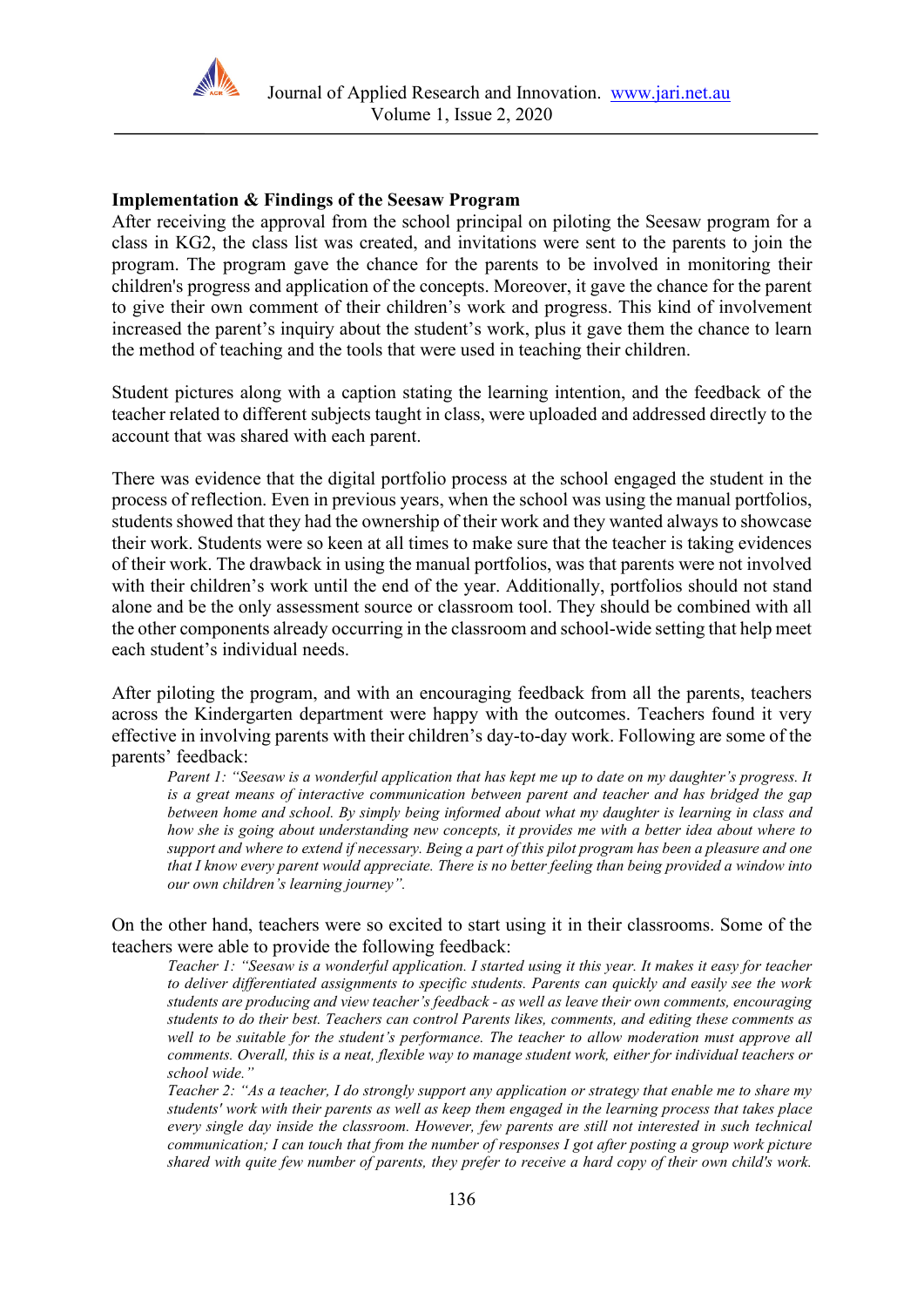## Implementation & Findings of the Seesaw Program

After receiving the approval from the school principal on piloting the Seesaw program for a class in KG2, the class list was created, and invitations were sent to the parents to join the program. The program gave the chance for the parents to be involved in monitoring their children's progress and application of the concepts. Moreover, it gave the chance for the parent to give their own comment of their children's work and progress. This kind of involvement increased the parent's inquiry about the student's work, plus it gave them the chance to learn the method of teaching and the tools that were used in teaching their children.

Student pictures along with a caption stating the learning intention, and the feedback of the teacher related to different subjects taught in class, were uploaded and addressed directly to the account that was shared with each parent.

There was evidence that the digital portfolio process at the school engaged the student in the process of reflection. Even in previous years, when the school was using the manual portfolios, students showed that they had the ownership of their work and they wanted always to showcase their work. Students were so keen at all times to make sure that the teacher is taking evidences of their work. The drawback in using the manual portfolios, was that parents were not involved with their children's work until the end of the year. Additionally, portfolios should not stand alone and be the only assessment source or classroom tool. They should be combined with all the other components already occurring in the classroom and school-wide setting that help meet each student's individual needs.

After piloting the program, and with an encouraging feedback from all the parents, teachers across the Kindergarten department were happy with the outcomes. Teachers found it very effective in involving parents with their children's day-to-day work. Following are some of the parents' feedback:

> *Parent 1: "Seesaw is a wonderful application that has kept me up to date on my daughter's progress. It is a great means of interactive communication between parent and teacher and has bridged the gap between home and school. By simply being informed about what my daughter is learning in class and how she is going about understanding new concepts, it provides me with a better idea about where to support and where to extend if necessary. Being a part of this pilot program has been a pleasure and one that I know every parent would appreciate. There is no better feeling than being provided a window into our own children's learning journey".*

On the other hand, teachers were so excited to start using it in their classrooms. Some of the teachers were able to provide the following feedback:

> *Teacher 1: "Seesaw is a wonderful application. I started using it this year. It makes it easy for teacher to deliver differentiated assignments to specific students. Parents can quickly and easily see the work students are producing and view teacher's feedback - as well as leave their own comments, encouraging students to do their best. Teachers can control Parents likes, comments, and editing these comments as well to be suitable for the student's performance. The teacher to allow moderation must approve all comments. Overall, this is a neat, flexible way to manage student work, either for individual teachers or school wide."*
>
> *Teacher 2: "As a teacher, I do strongly support any application or strategy that enable me to share my students' work with their parents as well as keep them engaged in the learning process that takes place every single day inside the classroom. However, few parents are still not interested in such technical communication; I can touch that from the number of responses I got after posting a group work picture shared with quite few number of parents, they prefer to receive a hard copy of their own child's work.*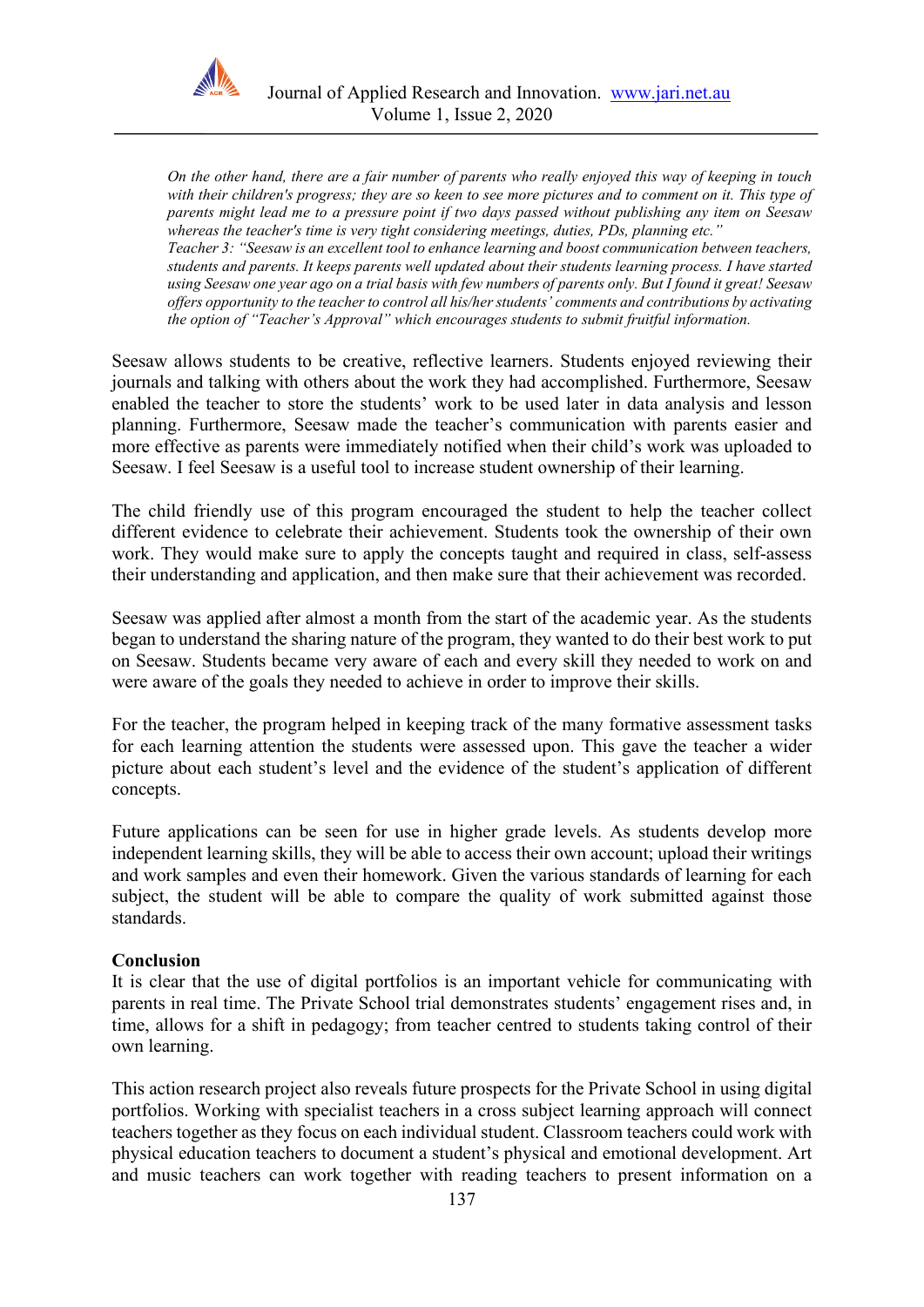*On the other hand, there are a fair number of parents who really enjoyed this way of keeping in touch with their children's progress; they are so keen to see more pictures and to comment on it. This type of parents might lead me to a pressure point if two days passed without publishing any item on Seesaw whereas the teacher's time is very tight considering meetings, duties, PDs, planning etc."*

*Teacher 3: "Seesaw is an excellent tool to enhance learning and boost communication between teachers, students and parents. It keeps parents well updated about their students learning process. I have started using Seesaw one year ago on a trial basis with few numbers of parents only. But I found it great! Seesaw offers opportunity to the teacher to control all his/her students' comments and contributions by activating the option of "Teacher's Approval" which encourages students to submit fruitful information.*

Seesaw allows students to be creative, reflective learners. Students enjoyed reviewing their journals and talking with others about the work they had accomplished. Furthermore, Seesaw enabled the teacher to store the students' work to be used later in data analysis and lesson planning. Furthermore, Seesaw made the teacher's communication with parents easier and more effective as parents were immediately notified when their child's work was uploaded to Seesaw. I feel Seesaw is a useful tool to increase student ownership of their learning.

The child friendly use of this program encouraged the student to help the teacher collect different evidence to celebrate their achievement. Students took the ownership of their own work. They would make sure to apply the concepts taught and required in class, self-assess their understanding and application, and then make sure that their achievement was recorded.

Seesaw was applied after almost a month from the start of the academic year. As the students began to understand the sharing nature of the program, they wanted to do their best work to put on Seesaw. Students became very aware of each and every skill they needed to work on and were aware of the goals they needed to achieve in order to improve their skills.

For the teacher, the program helped in keeping track of the many formative assessment tasks for each learning attention the students were assessed upon. This gave the teacher a wider picture about each student's level and the evidence of the student's application of different concepts.

Future applications can be seen for use in higher grade levels. As students develop more independent learning skills, they will be able to access their own account; upload their writings and work samples and even their homework. Given the various standards of learning for each subject, the student will be able to compare the quality of work submitted against those standards.

**Conclusion**

It is clear that the use of digital portfolios is an important vehicle for communicating with parents in real time. The Private School trial demonstrates students' engagement rises and, in time, allows for a shift in pedagogy; from teacher centred to students taking control of their own learning.

This action research project also reveals future prospects for the Private School in using digital portfolios. Working with specialist teachers in a cross subject learning approach will connect teachers together as they focus on each individual student. Classroom teachers could work with physical education teachers to document a student's physical and emotional development. Art and music teachers can work together with reading teachers to present information on a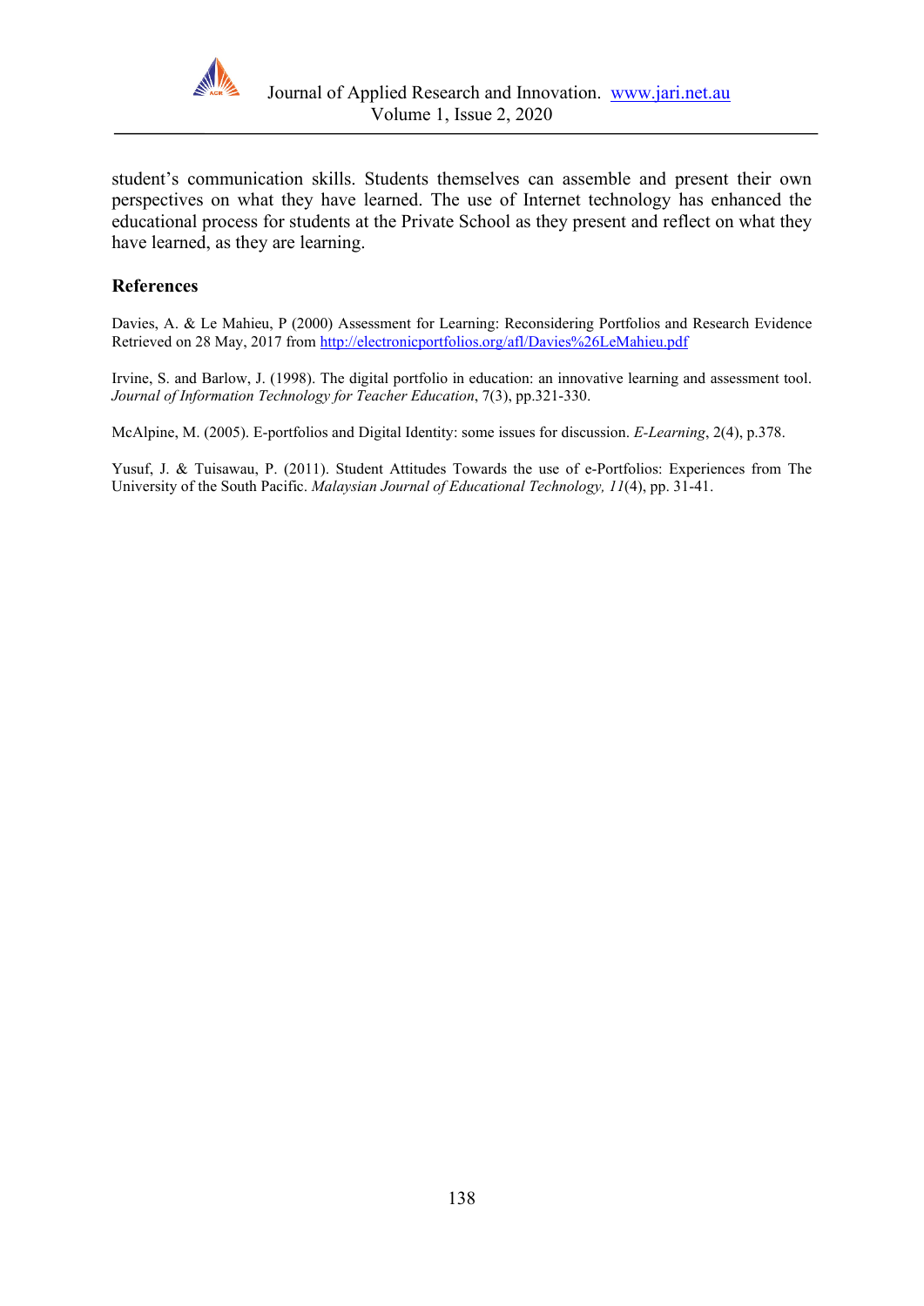student's communication skills. Students themselves can assemble and present their own perspectives on what they have learned. The use of Internet technology has enhanced the educational process for students at the Private School as they present and reflect on what they have learned, as they are learning.

## References

Davies, A. & Le Mahieu, P (2000) Assessment for Learning: Reconsidering Portfolios and Research Evidence Retrieved on 28 May, 2017 from http://electronicportfolios.org/afl/Davies%26LeMahieu.pdf

Irvine, S. and Barlow, J. (1998). The digital portfolio in education: an innovative learning and assessment tool. *Journal of Information Technology for Teacher Education*, 7(3), pp.321-330.

McAlpine, M. (2005). E-portfolios and Digital Identity: some issues for discussion. *E-Learning*, 2(4), p.378.

Yusuf, J. & Tuisawau, P. (2011). Student Attitudes Towards the use of e-Portfolios: Experiences from The University of the South Pacific. *Malaysian Journal of Educational Technology, 11*(4), pp. 31-41.